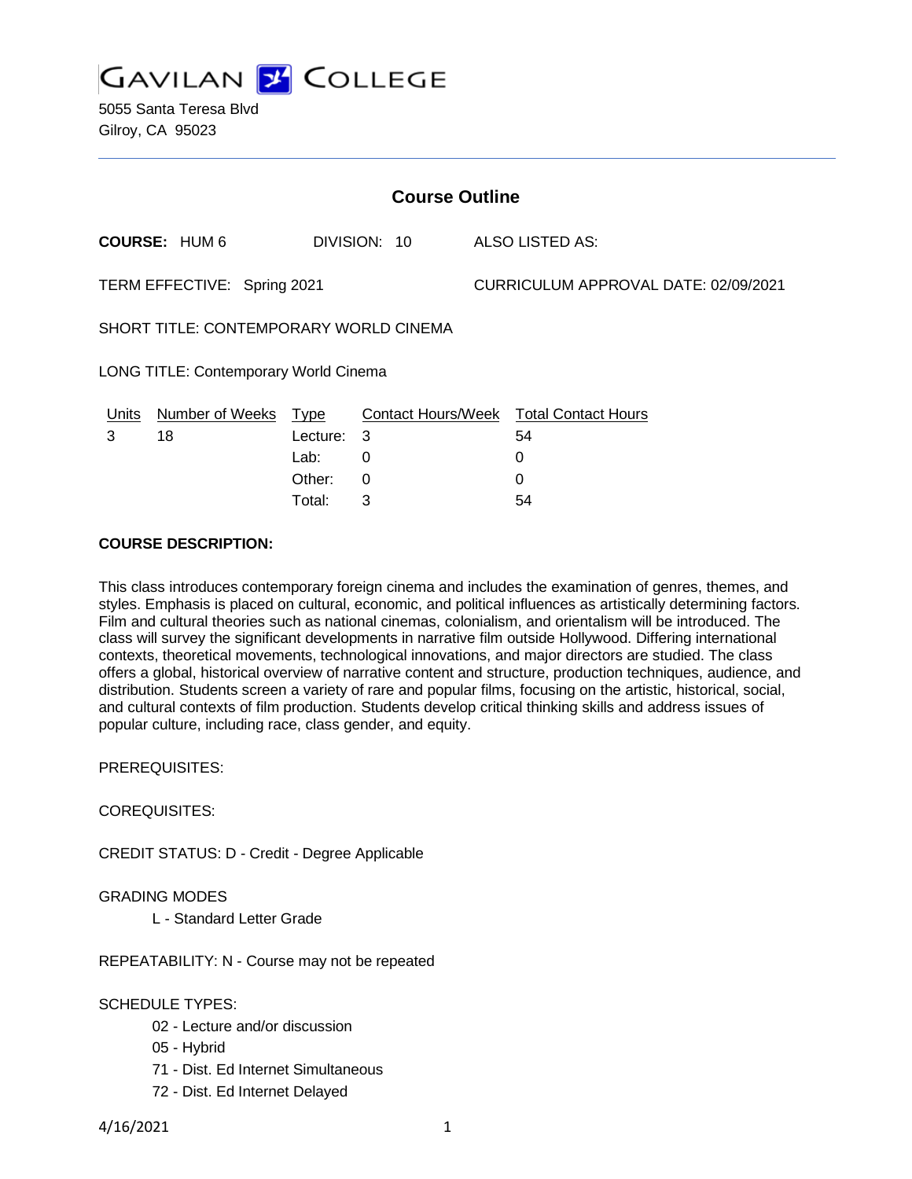# GAVILAN COLLEGE

5055 Santa Teresa Blvd
Gilroy, CA 95023

## Course Outline

**COURSE:** HUM 6 DIVISION: 10 ALSO LISTED AS:

TERM EFFECTIVE: Spring 2021 CURRICULUM APPROVAL DATE: 02/09/2021

SHORT TITLE: CONTEMPORARY WORLD CINEMA

LONG TITLE: Contemporary World Cinema

| Units | Number of Weeks | Type | Contact Hours/Week | Total Contact Hours |
|---|---|---|---|---|
| 3 | 18 | Lecture: | 3 | 54 |
| | | Lab: | 0 | 0 |
| | | Other: | 0 | 0 |
| | | Total: | 3 | 54 |

**COURSE DESCRIPTION:**

This class introduces contemporary foreign cinema and includes the examination of genres, themes, and styles. Emphasis is placed on cultural, economic, and political influences as artistically determining factors. Film and cultural theories such as national cinemas, colonialism, and orientalism will be introduced. The class will survey the significant developments in narrative film outside Hollywood. Differing international contexts, theoretical movements, technological innovations, and major directors are studied. The class offers a global, historical overview of narrative content and structure, production techniques, audience, and distribution. Students screen a variety of rare and popular films, focusing on the artistic, historical, social, and cultural contexts of film production. Students develop critical thinking skills and address issues of popular culture, including race, class gender, and equity.

PREREQUISITES:

COREQUISITES:

CREDIT STATUS: D - Credit - Degree Applicable

GRADING MODES

L - Standard Letter Grade

REPEATABILITY: N - Course may not be repeated

SCHEDULE TYPES:

02 - Lecture and/or discussion

05 - Hybrid

71 - Dist. Ed Internet Simultaneous

72 - Dist. Ed Internet Delayed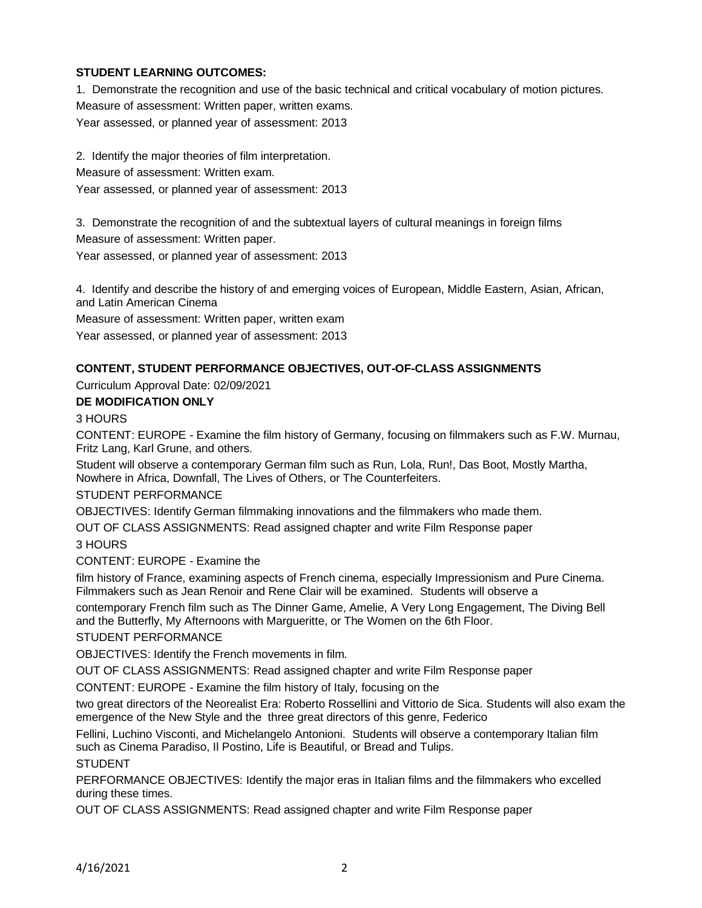**STUDENT LEARNING OUTCOMES:**

1. Demonstrate the recognition and use of the basic technical and critical vocabulary of motion pictures.
Measure of assessment: Written paper, written exams.
Year assessed, or planned year of assessment: 2013

2. Identify the major theories of film interpretation.
Measure of assessment: Written exam.
Year assessed, or planned year of assessment: 2013

3. Demonstrate the recognition of and the subtextual layers of cultural meanings in foreign films
Measure of assessment: Written paper.
Year assessed, or planned year of assessment: 2013

4. Identify and describe the history of and emerging voices of European, Middle Eastern, Asian, African, and Latin American Cinema
Measure of assessment: Written paper, written exam
Year assessed, or planned year of assessment: 2013

**CONTENT, STUDENT PERFORMANCE OBJECTIVES, OUT-OF-CLASS ASSIGNMENTS**

Curriculum Approval Date: 02/09/2021

**DE MODIFICATION ONLY**

3 HOURS

CONTENT: EUROPE - Examine the film history of Germany, focusing on filmmakers such as F.W. Murnau, Fritz Lang, Karl Grune, and others.

Student will observe a contemporary German film such as Run, Lola, Run!, Das Boot, Mostly Martha, Nowhere in Africa, Downfall, The Lives of Others, or The Counterfeiters.

STUDENT PERFORMANCE

OBJECTIVES: Identify German filmmaking innovations and the filmmakers who made them.

OUT OF CLASS ASSIGNMENTS: Read assigned chapter and write Film Response paper

3 HOURS

CONTENT: EUROPE - Examine the

film history of France, examining aspects of French cinema, especially Impressionism and Pure Cinema. Filmmakers such as Jean Renoir and Rene Clair will be examined. Students will observe a

contemporary French film such as The Dinner Game, Amelie, A Very Long Engagement, The Diving Bell and the Butterfly, My Afternoons with Margueritte, or The Women on the 6th Floor.

STUDENT PERFORMANCE

OBJECTIVES: Identify the French movements in film.

OUT OF CLASS ASSIGNMENTS: Read assigned chapter and write Film Response paper

CONTENT: EUROPE - Examine the film history of Italy, focusing on the

two great directors of the Neorealist Era: Roberto Rossellini and Vittorio de Sica. Students will also exam the emergence of the New Style and the three great directors of this genre, Federico

Fellini, Luchino Visconti, and Michelangelo Antonioni. Students will observe a contemporary Italian film such as Cinema Paradiso, Il Postino, Life is Beautiful, or Bread and Tulips.

STUDENT

PERFORMANCE OBJECTIVES: Identify the major eras in Italian films and the filmmakers who excelled during these times.

OUT OF CLASS ASSIGNMENTS: Read assigned chapter and write Film Response paper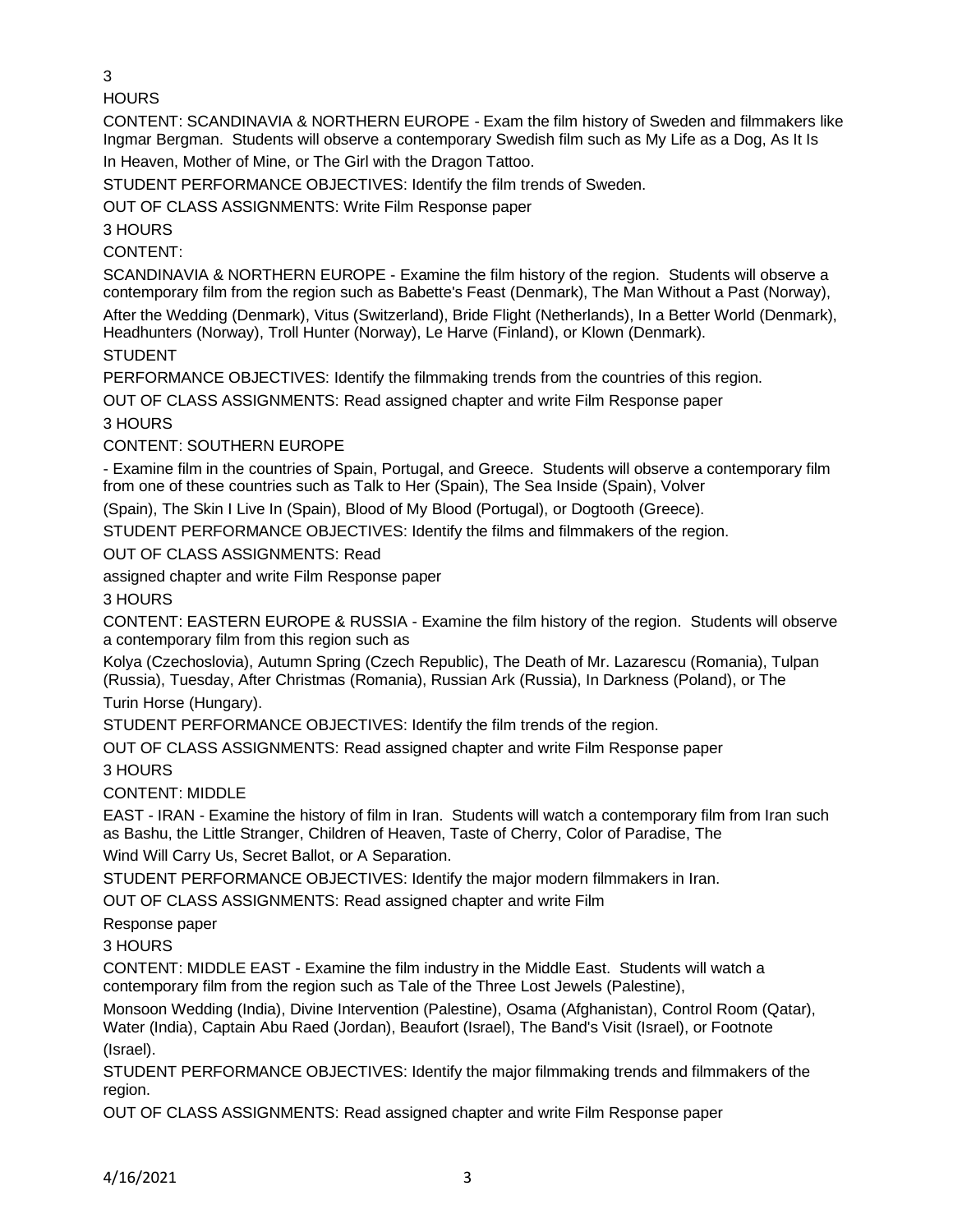3

HOURS

CONTENT: SCANDINAVIA & NORTHERN EUROPE - Exam the film history of Sweden and filmmakers like Ingmar Bergman. Students will observe a contemporary Swedish film such as My Life as a Dog, As It Is In Heaven, Mother of Mine, or The Girl with the Dragon Tattoo.

STUDENT PERFORMANCE OBJECTIVES: Identify the film trends of Sweden.

OUT OF CLASS ASSIGNMENTS: Write Film Response paper

3 HOURS

CONTENT:

SCANDINAVIA & NORTHERN EUROPE - Examine the film history of the region. Students will observe a contemporary film from the region such as Babette's Feast (Denmark), The Man Without a Past (Norway), After the Wedding (Denmark), Vitus (Switzerland), Bride Flight (Netherlands), In a Better World (Denmark), Headhunters (Norway), Troll Hunter (Norway), Le Harve (Finland), or Klown (Denmark).

STUDENT

PERFORMANCE OBJECTIVES: Identify the filmmaking trends from the countries of this region.

OUT OF CLASS ASSIGNMENTS: Read assigned chapter and write Film Response paper

3 HOURS

CONTENT: SOUTHERN EUROPE

- Examine film in the countries of Spain, Portugal, and Greece. Students will observe a contemporary film from one of these countries such as Talk to Her (Spain), The Sea Inside (Spain), Volver (Spain), The Skin I Live In (Spain), Blood of My Blood (Portugal), or Dogtooth (Greece).

STUDENT PERFORMANCE OBJECTIVES: Identify the films and filmmakers of the region.

OUT OF CLASS ASSIGNMENTS: Read

assigned chapter and write Film Response paper

3 HOURS

CONTENT: EASTERN EUROPE & RUSSIA - Examine the film history of the region. Students will observe a contemporary film from this region such as

Kolya (Czechoslovia), Autumn Spring (Czech Republic), The Death of Mr. Lazarescu (Romania), Tulpan (Russia), Tuesday, After Christmas (Romania), Russian Ark (Russia), In Darkness (Poland), or The Turin Horse (Hungary).

STUDENT PERFORMANCE OBJECTIVES: Identify the film trends of the region.

OUT OF CLASS ASSIGNMENTS: Read assigned chapter and write Film Response paper

3 HOURS

CONTENT: MIDDLE

EAST - IRAN - Examine the history of film in Iran. Students will watch a contemporary film from Iran such as Bashu, the Little Stranger, Children of Heaven, Taste of Cherry, Color of Paradise, The Wind Will Carry Us, Secret Ballot, or A Separation.

STUDENT PERFORMANCE OBJECTIVES: Identify the major modern filmmakers in Iran.

OUT OF CLASS ASSIGNMENTS: Read assigned chapter and write Film

Response paper

3 HOURS

CONTENT: MIDDLE EAST - Examine the film industry in the Middle East. Students will watch a contemporary film from the region such as Tale of the Three Lost Jewels (Palestine),

Monsoon Wedding (India), Divine Intervention (Palestine), Osama (Afghanistan), Control Room (Qatar), Water (India), Captain Abu Raed (Jordan), Beaufort (Israel), The Band's Visit (Israel), or Footnote (Israel).

STUDENT PERFORMANCE OBJECTIVES: Identify the major filmmaking trends and filmmakers of the region.

OUT OF CLASS ASSIGNMENTS: Read assigned chapter and write Film Response paper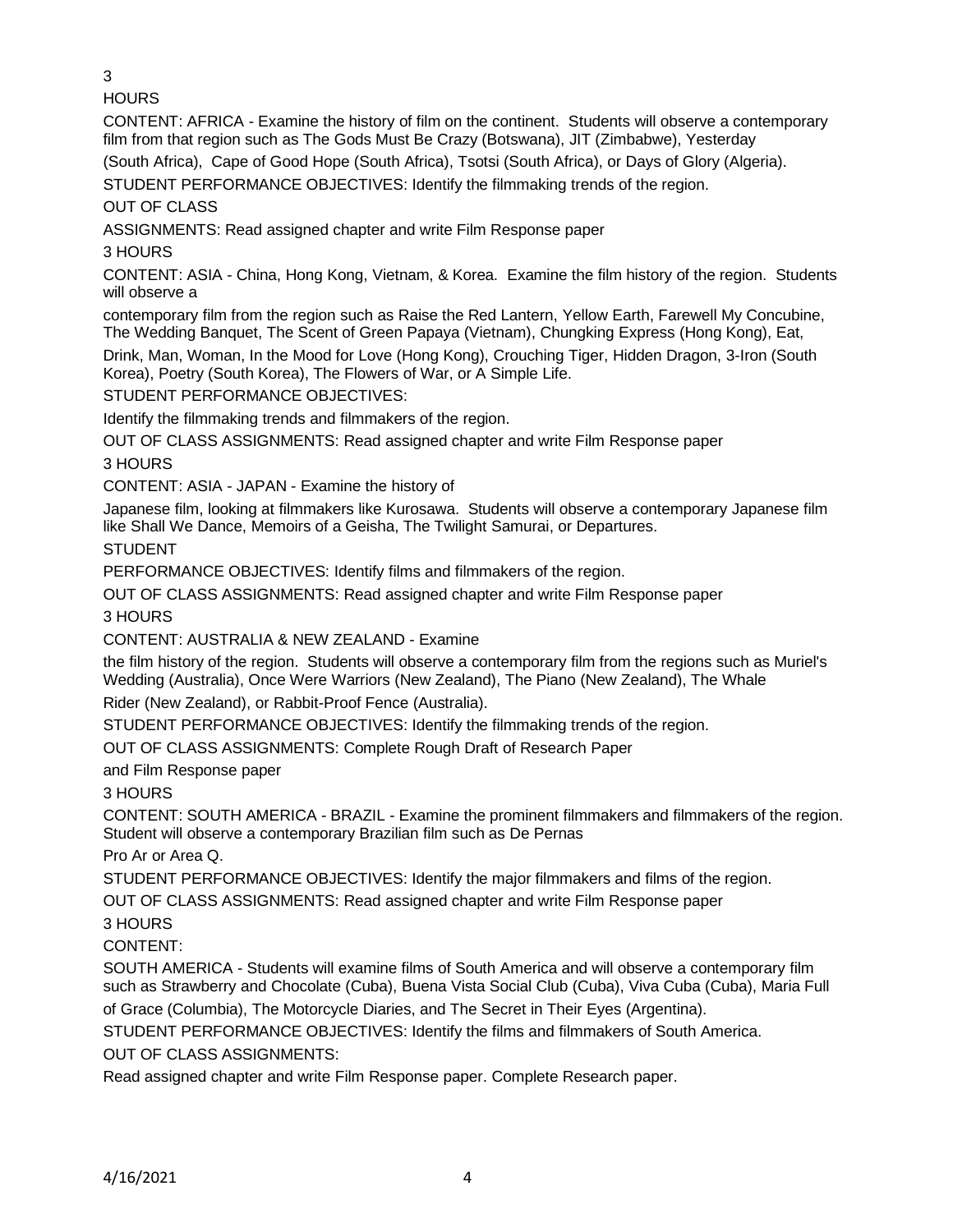3

HOURS

CONTENT: AFRICA - Examine the history of film on the continent. Students will observe a contemporary film from that region such as The Gods Must Be Crazy (Botswana), JIT (Zimbabwe), Yesterday (South Africa), Cape of Good Hope (South Africa), Tsotsi (South Africa), or Days of Glory (Algeria).

STUDENT PERFORMANCE OBJECTIVES: Identify the filmmaking trends of the region.

OUT OF CLASS

ASSIGNMENTS: Read assigned chapter and write Film Response paper

3 HOURS

CONTENT: ASIA - China, Hong Kong, Vietnam, & Korea. Examine the film history of the region. Students will observe a contemporary film from the region such as Raise the Red Lantern, Yellow Earth, Farewell My Concubine, The Wedding Banquet, The Scent of Green Papaya (Vietnam), Chungking Express (Hong Kong), Eat, Drink, Man, Woman, In the Mood for Love (Hong Kong), Crouching Tiger, Hidden Dragon, 3-Iron (South Korea), Poetry (South Korea), The Flowers of War, or A Simple Life.

STUDENT PERFORMANCE OBJECTIVES:

Identify the filmmaking trends and filmmakers of the region.

OUT OF CLASS ASSIGNMENTS: Read assigned chapter and write Film Response paper

3 HOURS

CONTENT: ASIA - JAPAN - Examine the history of Japanese film, looking at filmmakers like Kurosawa. Students will observe a contemporary Japanese film like Shall We Dance, Memoirs of a Geisha, The Twilight Samurai, or Departures.

STUDENT PERFORMANCE OBJECTIVES: Identify films and filmmakers of the region.

OUT OF CLASS ASSIGNMENTS: Read assigned chapter and write Film Response paper

3 HOURS

CONTENT: AUSTRALIA & NEW ZEALAND - Examine the film history of the region. Students will observe a contemporary film from the regions such as Muriel's Wedding (Australia), Once Were Warriors (New Zealand), The Piano (New Zealand), The Whale Rider (New Zealand), or Rabbit-Proof Fence (Australia).

STUDENT PERFORMANCE OBJECTIVES: Identify the filmmaking trends of the region.

OUT OF CLASS ASSIGNMENTS: Complete Rough Draft of Research Paper and Film Response paper

3 HOURS

CONTENT: SOUTH AMERICA - BRAZIL - Examine the prominent filmmakers and filmmakers of the region. Student will observe a contemporary Brazilian film such as De Pernas Pro Ar or Area Q.

STUDENT PERFORMANCE OBJECTIVES: Identify the major filmmakers and films of the region.

OUT OF CLASS ASSIGNMENTS: Read assigned chapter and write Film Response paper

3 HOURS

CONTENT:

SOUTH AMERICA - Students will examine films of South America and will observe a contemporary film such as Strawberry and Chocolate (Cuba), Buena Vista Social Club (Cuba), Viva Cuba (Cuba), Maria Full of Grace (Columbia), The Motorcycle Diaries, and The Secret in Their Eyes (Argentina).

STUDENT PERFORMANCE OBJECTIVES: Identify the films and filmmakers of South America.

OUT OF CLASS ASSIGNMENTS:

Read assigned chapter and write Film Response paper. Complete Research paper.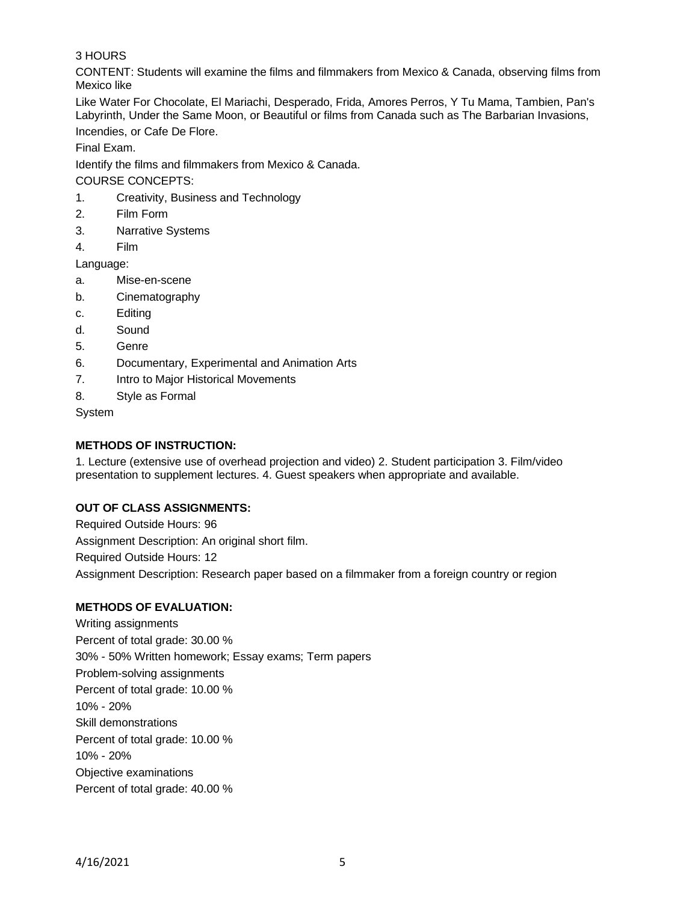3 HOURS

CONTENT: Students will examine the films and filmmakers from Mexico & Canada, observing films from Mexico like

Like Water For Chocolate, El Mariachi, Desperado, Frida, Amores Perros, Y Tu Mama, Tambien, Pan's Labyrinth, Under the Same Moon, or Beautiful or films from Canada such as The Barbarian Invasions, Incendies, or Cafe De Flore.

Final Exam.

Identify the films and filmmakers from Mexico & Canada.

COURSE CONCEPTS:

1. Creativity, Business and Technology
2. Film Form
3. Narrative Systems
4. Film

Language:

a. Mise-en-scene
b. Cinematography
c. Editing
d. Sound

5. Genre
6. Documentary, Experimental and Animation Arts
7. Intro to Major Historical Movements
8. Style as Formal

System

**METHODS OF INSTRUCTION:**

1. Lecture (extensive use of overhead projection and video) 2. Student participation 3. Film/video presentation to supplement lectures. 4. Guest speakers when appropriate and available.

**OUT OF CLASS ASSIGNMENTS:**

Required Outside Hours: 96

Assignment Description: An original short film.

Required Outside Hours: 12

Assignment Description: Research paper based on a filmmaker from a foreign country or region

**METHODS OF EVALUATION:**

Writing assignments

Percent of total grade: 30.00 %

30% - 50% Written homework; Essay exams; Term papers

Problem-solving assignments

Percent of total grade: 10.00 %

10% - 20%

Skill demonstrations

Percent of total grade: 10.00 %

10% - 20%

Objective examinations

Percent of total grade: 40.00 %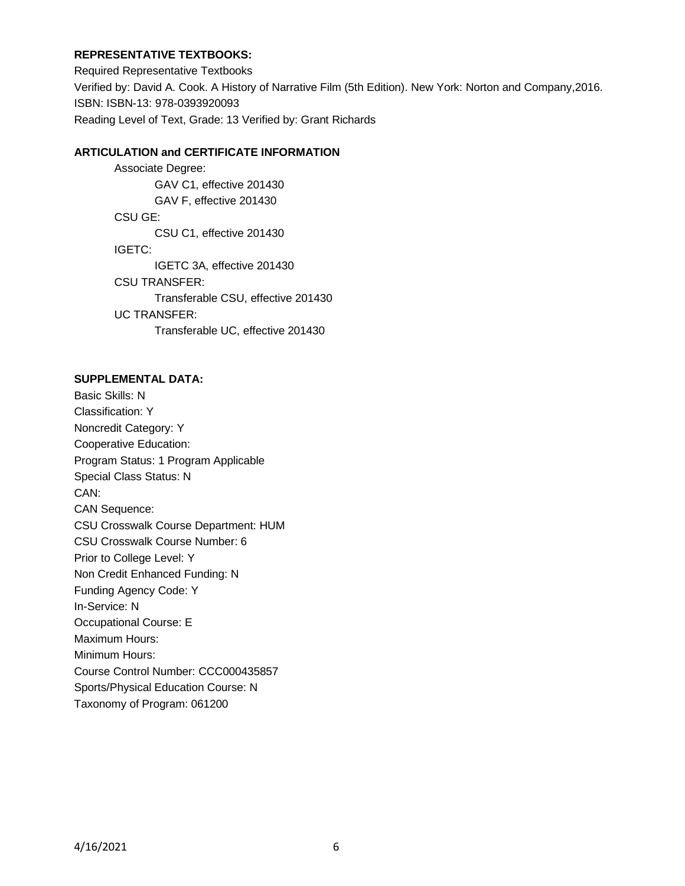**REPRESENTATIVE TEXTBOOKS:**

Required Representative Textbooks

Verified by: David A. Cook. A History of Narrative Film (5th Edition). New York: Norton and Company,2016.

ISBN: ISBN-13: 978-0393920093

Reading Level of Text, Grade: 13 Verified by: Grant Richards

**ARTICULATION and CERTIFICATE INFORMATION**

- Associate Degree:
  - GAV C1, effective 201430
  - GAV F, effective 201430
- CSU GE:
  - CSU C1, effective 201430
- IGETC:
  - IGETC 3A, effective 201430
- CSU TRANSFER:
  - Transferable CSU, effective 201430
- UC TRANSFER:
  - Transferable UC, effective 201430

**SUPPLEMENTAL DATA:**

Basic Skills: N

Classification: Y

Noncredit Category: Y

Cooperative Education:

Program Status: 1 Program Applicable

Special Class Status: N

CAN:

CAN Sequence:

CSU Crosswalk Course Department: HUM

CSU Crosswalk Course Number: 6

Prior to College Level: Y

Non Credit Enhanced Funding: N

Funding Agency Code: Y

In-Service: N

Occupational Course: E

Maximum Hours:

Minimum Hours:

Course Control Number: CCC000435857

Sports/Physical Education Course: N

Taxonomy of Program: 061200